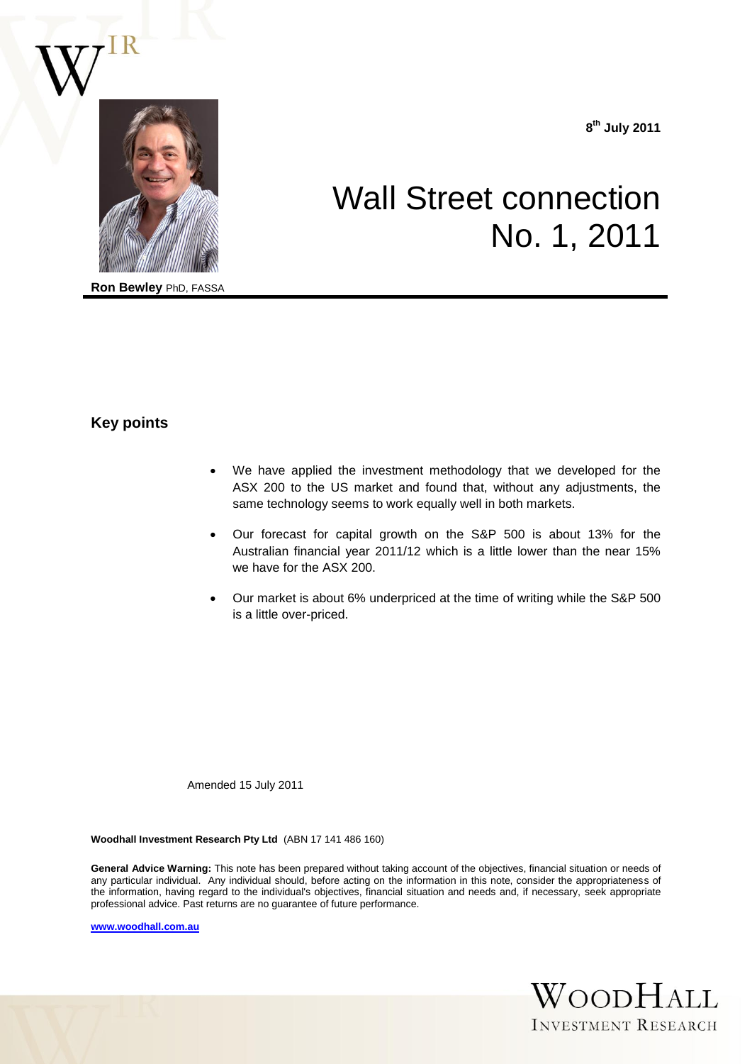8th July 2011

# Wall Street connection No. 1, 2011

**Ron Bewley** PhD, FASSA

## Key points

- We have applied the investment methodology that we developed for the ASX 200 to the US market and found that, without any adjustments, the same technology seems to work equally well in both markets.
- Our forecast for capital growth on the S&P 500 is about 13% for the Australian financial year 2011/12 which is a little lower than the near 15% we have for the ASX 200.
- Our market is about 6% underpriced at the time of writing while the S&P 500 is a little over-priced.

Amended 15 July 2011

**Woodhall Investment Research Pty Ltd** (ABN 17 141 486 160)

**General Advice Warning:** This note has been prepared without taking account of the objectives, financial situation or needs of any particular individual. Any individual should, before acting on the information in this note, consider the appropriateness of the information, having regard to the individual's objectives, financial situation and needs and, if necessary, seek appropriate professional advice. Past returns are no guarantee of future performance.

www.woodhall.com.au

WOODHALL INVESTMENT RESEARCH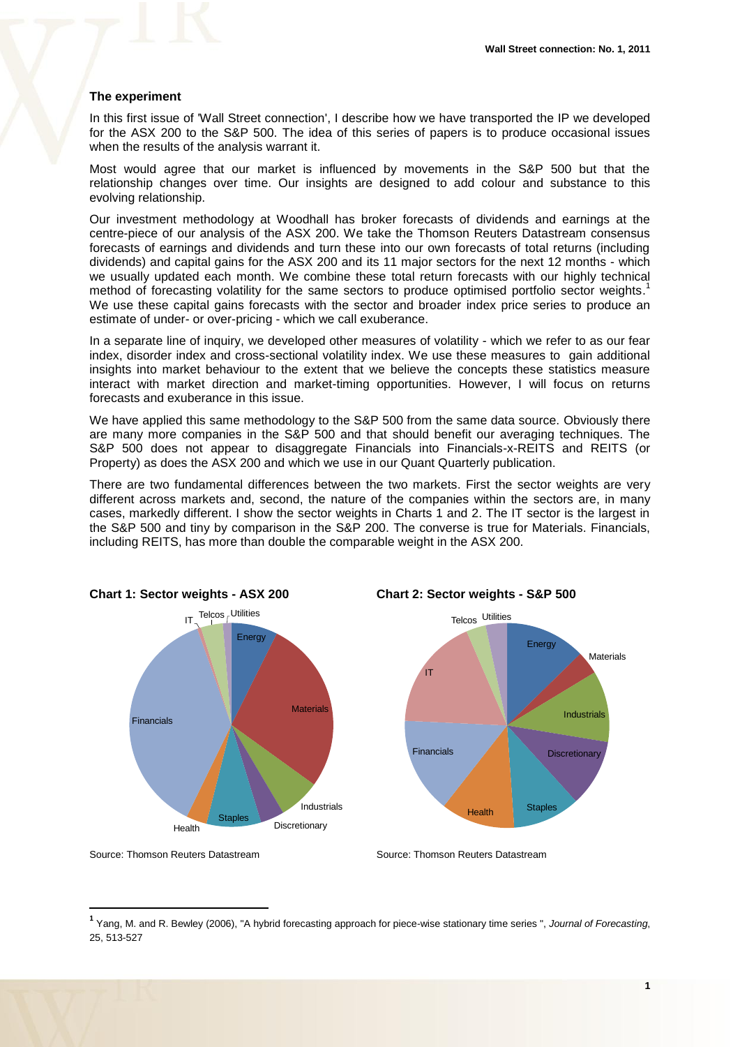### The experiment

In this first issue of 'Wall Street connection', I describe how we have transported the IP we developed for the ASX 200 to the S&P 500. The idea of this series of papers is to produce occasional issues when the results of the analysis warrant it.

Most would agree that our market is influenced by movements in the S&P 500 but that the relationship changes over time. Our insights are designed to add colour and substance to this evolving relationship.

Our investment methodology at Woodhall has broker forecasts of dividends and earnings at the centre-piece of our analysis of the ASX 200. We take the Thomson Reuters Datastream consensus forecasts of earnings and dividends and turn these into our own forecasts of total returns (including dividends) and capital gains for the ASX 200 and its 11 major sectors for the next 12 months - which we usually updated each month. We combine these total return forecasts with our highly technical method of forecasting volatility for the same sectors to produce optimised portfolio sector weights.[1] We use these capital gains forecasts with the sector and broader index price series to produce an estimate of under- or over-pricing - which we call exuberance.

In a separate line of inquiry, we developed other measures of volatility - which we refer to as our fear index, disorder index and cross-sectional volatility index. We use these measures to gain additional insights into market behaviour to the extent that we believe the concepts these statistics measure interact with market direction and market-timing opportunities. However, I will focus on returns forecasts and exuberance in this issue.

We have applied this same methodology to the S&P 500 from the same data source. Obviously there are many more companies in the S&P 500 and that should benefit our averaging techniques. The S&P 500 does not appear to disaggregate Financials into Financials-x-REITS and REITS (or Property) as does the ASX 200 and which we use in our Quant Quarterly publication.

There are two fundamental differences between the two markets. First the sector weights are very different across markets and, second, the nature of the companies within the sectors are, in many cases, markedly different. I show the sector weights in Charts 1 and 2. The IT sector is the largest in the S&P 500 and tiny by comparison in the S&P 200. The converse is true for Materials. Financials, including REITS, has more than double the comparable weight in the ASX 200.

**Chart 1: Sector weights - ASX 200**

Source: Thomson Reuters Datastream

**Chart 2: Sector weights - S&P 500**

Source: Thomson Reuters Datastream

[1] Yang, M. and R. Bewley (2006), "A hybrid forecasting approach for piece-wise stationary time series ", *Journal of Forecasting*, 25, 513-527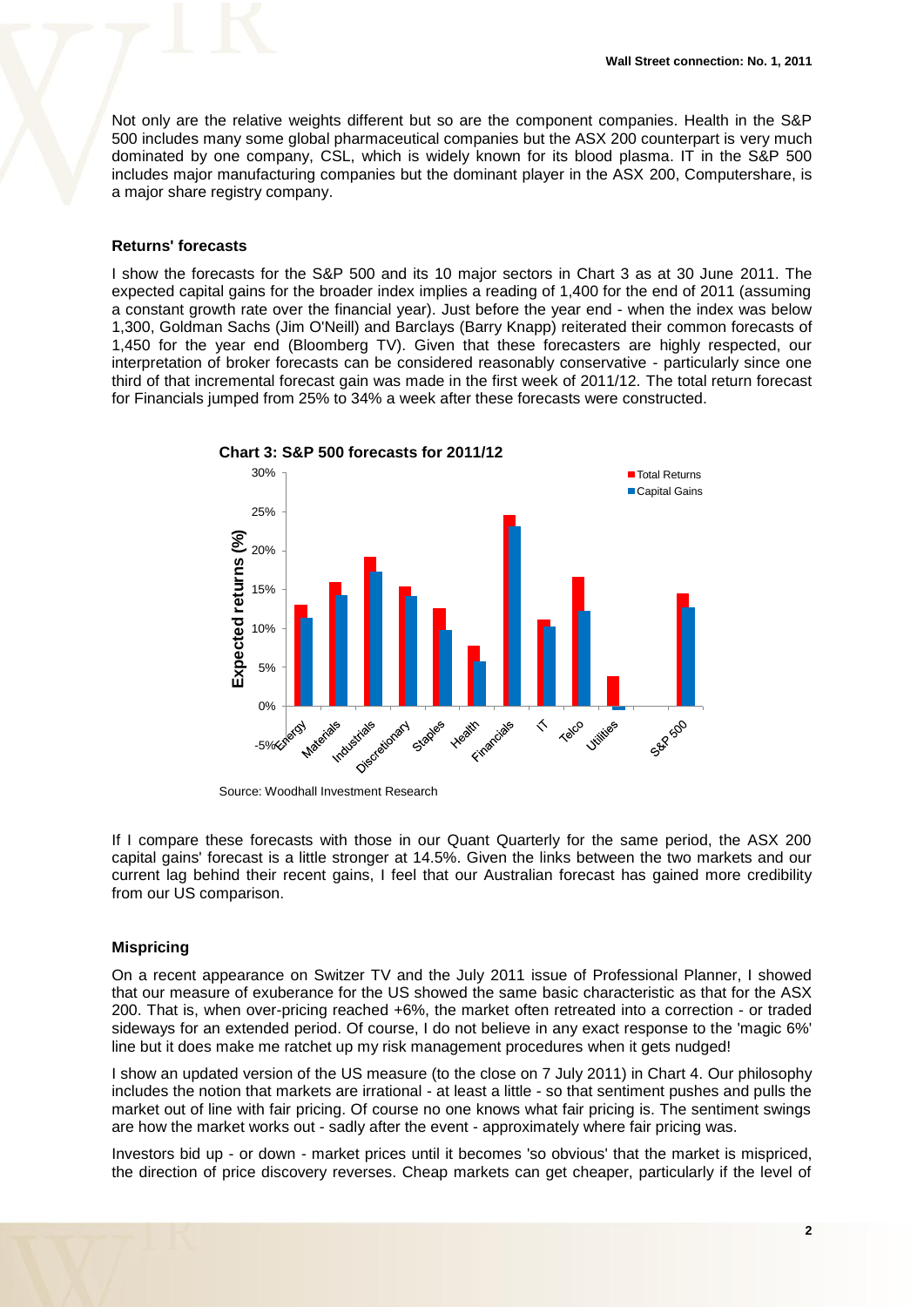Not only are the relative weights different but so are the component companies. Health in the S&P 500 includes many some global pharmaceutical companies but the ASX 200 counterpart is very much dominated by one company, CSL, which is widely known for its blood plasma. IT in the S&P 500 includes major manufacturing companies but the dominant player in the ASX 200, Computershare, is a major share registry company.

**Returns' forecasts**

I show the forecasts for the S&P 500 and its 10 major sectors in Chart 3 as at 30 June 2011. The expected capital gains for the broader index implies a reading of 1,400 for the end of 2011 (assuming a constant growth rate over the financial year). Just before the year end - when the index was below 1,300, Goldman Sachs (Jim O'Neill) and Barclays (Barry Knapp) reiterated their common forecasts of 1,450 for the year end (Bloomberg TV). Given that these forecasters are highly respected, our interpretation of broker forecasts can be considered reasonably conservative - particularly since one third of that incremental forecast gain was made in the first week of 2011/12. The total return forecast for Financials jumped from 25% to 34% a week after these forecasts were constructed.

**Chart 3: S&P 500 forecasts for 2011/12**

Source: Woodhall Investment Research

If I compare these forecasts with those in our Quant Quarterly for the same period, the ASX 200 capital gains' forecast is a little stronger at 14.5%. Given the links between the two markets and our current lag behind their recent gains, I feel that our Australian forecast has gained more credibility from our US comparison.

**Mispricing**

On a recent appearance on Switzer TV and the July 2011 issue of Professional Planner, I showed that our measure of exuberance for the US showed the same basic characteristic as that for the ASX 200. That is, when over-pricing reached +6%, the market often retreated into a correction - or traded sideways for an extended period. Of course, I do not believe in any exact response to the 'magic 6%' line but it does make me ratchet up my risk management procedures when it gets nudged!

I show an updated version of the US measure (to the close on 7 July 2011) in Chart 4. Our philosophy includes the notion that markets are irrational - at least a little - so that sentiment pushes and pulls the market out of line with fair pricing. Of course no one knows what fair pricing is. The sentiment swings are how the market works out - sadly after the event - approximately where fair pricing was.

Investors bid up - or down - market prices until it becomes 'so obvious' that the market is mispriced, the direction of price discovery reverses. Cheap markets can get cheaper, particularly if the level of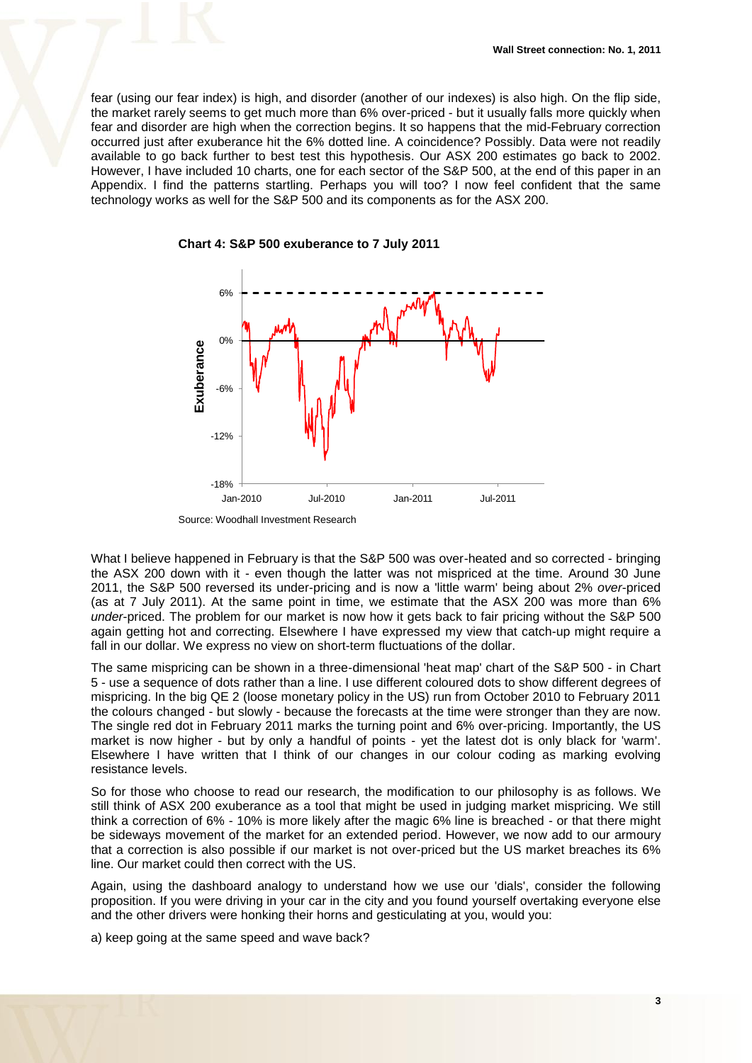fear (using our fear index) is high, and disorder (another of our indexes) is also high. On the flip side, the market rarely seems to get much more than 6% over-priced - but it usually falls more quickly when fear and disorder are high when the correction begins. It so happens that the mid-February correction occurred just after exuberance hit the 6% dotted line. A coincidence? Possibly. Data were not readily available to go back further to best test this hypothesis. Our ASX 200 estimates go back to 2002. However, I have included 10 charts, one for each sector of the S&P 500, at the end of this paper in an Appendix. I find the patterns startling. Perhaps you will too? I now feel confident that the same technology works as well for the S&P 500 and its components as for the ASX 200.

**Chart 4: S&P 500 exuberance to 7 July 2011**

Source: Woodhall Investment Research

What I believe happened in February is that the S&P 500 was over-heated and so corrected - bringing the ASX 200 down with it - even though the latter was not mispriced at the time. Around 30 June 2011, the S&P 500 reversed its under-pricing and is now a 'little warm' being about 2% *over*-priced (as at 7 July 2011). At the same point in time, we estimate that the ASX 200 was more than 6% *under*-priced. The problem for our market is now how it gets back to fair pricing without the S&P 500 again getting hot and correcting. Elsewhere I have expressed my view that catch-up might require a fall in our dollar. We express no view on short-term fluctuations of the dollar.

The same mispricing can be shown in a three-dimensional 'heat map' chart of the S&P 500 - in Chart 5 - use a sequence of dots rather than a line. I use different coloured dots to show different degrees of mispricing. In the big QE 2 (loose monetary policy in the US) run from October 2010 to February 2011 the colours changed - but slowly - because the forecasts at the time were stronger than they are now. The single red dot in February 2011 marks the turning point and 6% over-pricing. Importantly, the US market is now higher - but by only a handful of points - yet the latest dot is only black for 'warm'. Elsewhere I have written that I think of our changes in our colour coding as marking evolving resistance levels.

So for those who choose to read our research, the modification to our philosophy is as follows. We still think of ASX 200 exuberance as a tool that might be used in judging market mispricing. We still think a correction of 6% - 10% is more likely after the magic 6% line is breached - or that there might be sideways movement of the market for an extended period. However, we now add to our armoury that a correction is also possible if our market is not over-priced but the US market breaches its 6% line. Our market could then correct with the US.

Again, using the dashboard analogy to understand how we use our 'dials', consider the following proposition. If you were driving in your car in the city and you found yourself overtaking everyone else and the other drivers were honking their horns and gesticulating at you, would you:

a) keep going at the same speed and wave back?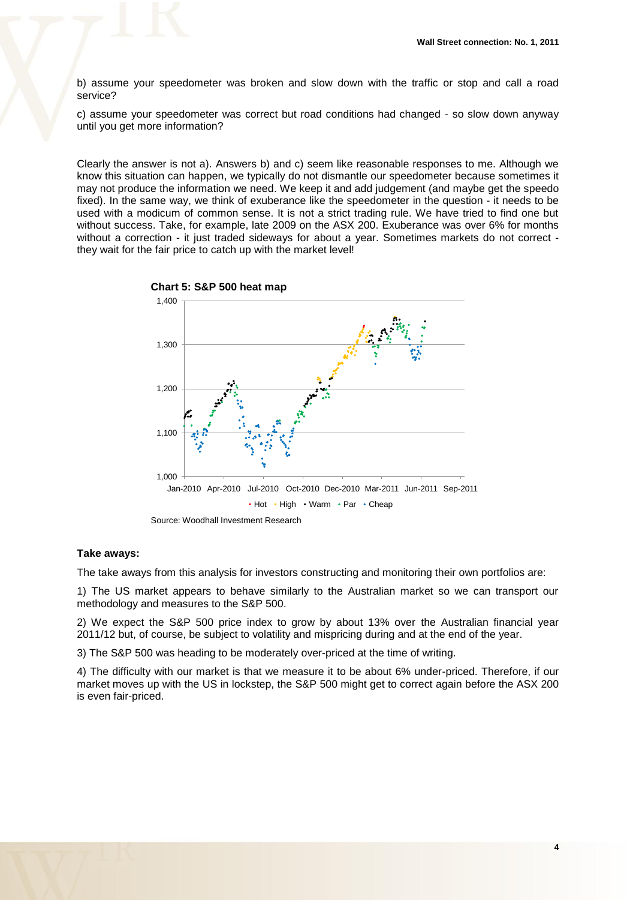b) assume your speedometer was broken and slow down with the traffic or stop and call a road service?

c) assume your speedometer was correct but road conditions had changed - so slow down anyway until you get more information?

Clearly the answer is not a). Answers b) and c) seem like reasonable responses to me. Although we know this situation can happen, we typically do not dismantle our speedometer because sometimes it may not produce the information we need. We keep it and add judgement (and maybe get the speedo fixed). In the same way, we think of exuberance like the speedometer in the question - it needs to be used with a modicum of common sense. It is not a strict trading rule. We have tried to find one but without success. Take, for example, late 2009 on the ASX 200. Exuberance was over 6% for months without a correction - it just traded sideways for about a year. Sometimes markets do not correct - they wait for the fair price to catch up with the market level!

**Chart 5: S&P 500 heat map**

Source: Woodhall Investment Research

**Take aways:**

The take aways from this analysis for investors constructing and monitoring their own portfolios are:

1) The US market appears to behave similarly to the Australian market so we can transport our methodology and measures to the S&P 500.

2) We expect the S&P 500 price index to grow by about 13% over the Australian financial year 2011/12 but, of course, be subject to volatility and mispricing during and at the end of the year.

3) The S&P 500 was heading to be moderately over-priced at the time of writing.

4) The difficulty with our market is that we measure it to be about 6% under-priced. Therefore, if our market moves up with the US in lockstep, the S&P 500 might get to correct again before the ASX 200 is even fair-priced.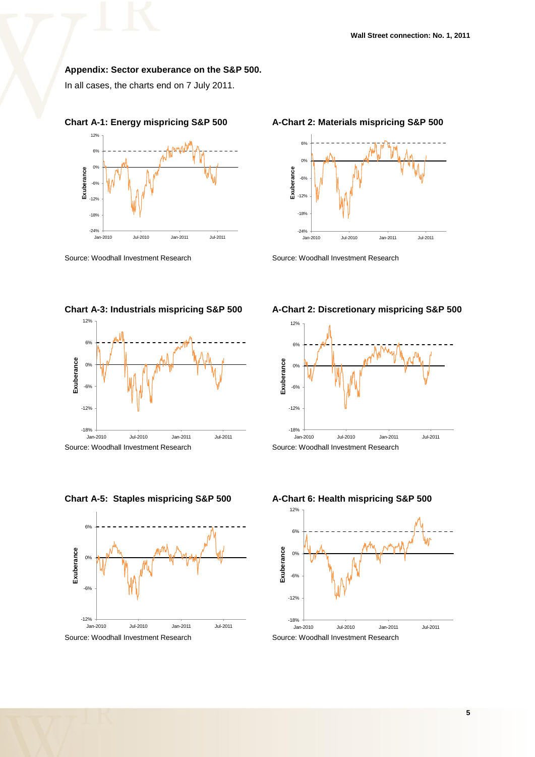**Appendix: Sector exuberance on the S&P 500.**

In all cases, the charts end on 7 July 2011.

**Chart A-1: Energy mispricing S&P 500**

Source: Woodhall Investment Research

**A-Chart 2: Materials mispricing S&P 500**

Source: Woodhall Investment Research

**Chart A-3: Industrials mispricing S&P 500**

Source: Woodhall Investment Research

**A-Chart 2: Discretionary mispricing S&P 500**

Source: Woodhall Investment Research

**Chart A-5: Staples mispricing S&P 500**

Source: Woodhall Investment Research

**A-Chart 6: Health mispricing S&P 500**

Source: Woodhall Investment Research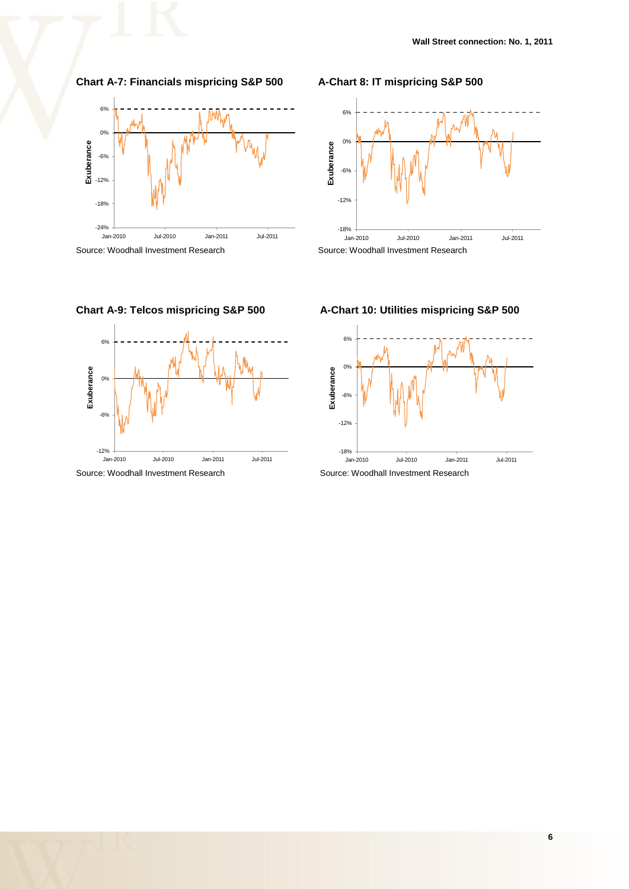**Chart A-7: Financials mispricing S&P 500**

Exuberance

6%
0%
-6%
-12%
-18%
-24%

Jan-2010
Jul-2010
Jan-2011
Jul-2011

Source: Woodhall Investment Research

**A-Chart 8: IT mispricing S&P 500**

Exuberance

6%
0%
-6%
-12%
-18%

Jan-2010
Jul-2010
Jan-2011
Jul-2011

Source: Woodhall Investment Research

**Chart A-9: Telcos mispricing S&P 500**

Exuberance

6%
0%
-6%
-12%

Jan-2010
Jul-2010
Jan-2011
Jul-2011

Source: Woodhall Investment Research

**A-Chart 10: Utilities mispricing S&P 500**

Exuberance

6%
0%
-6%
-12%
-18%

Jan-2010
Jul-2010
Jan-2011
Jul-2011

Source: Woodhall Investment Research